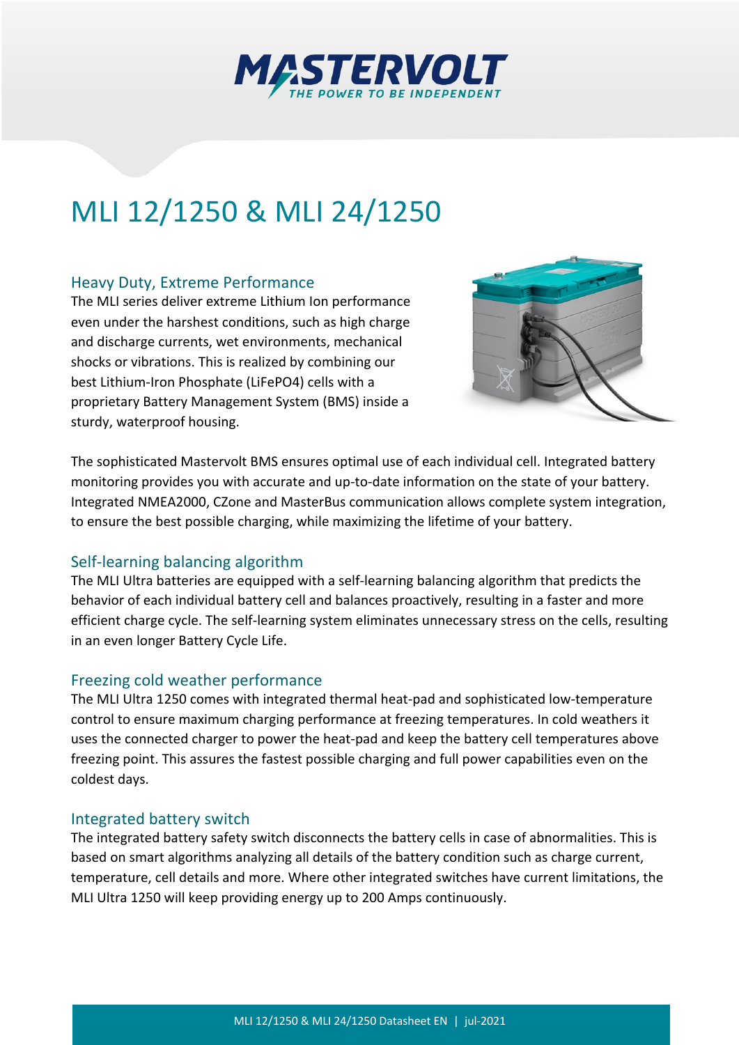# MLI 12/1250 & MLI 24/1250

## Heavy Duty, Extreme Performance

The MLI series deliver extreme Lithium Ion performance even under the harshest conditions, such as high charge and discharge currents, wet environments, mechanical shocks or vibrations. This is realized by combining our best Lithium-Iron Phosphate (LiFePO4) cells with a proprietary Battery Management System (BMS) inside a sturdy, waterproof housing.

The sophisticated Mastervolt BMS ensures optimal use of each individual cell. Integrated battery monitoring provides you with accurate and up-to-date information on the state of your battery. Integrated NMEA2000, CZone and MasterBus communication allows complete system integration, to ensure the best possible charging, while maximizing the lifetime of your battery.

## Self-learning balancing algorithm

The MLI Ultra batteries are equipped with a self-learning balancing algorithm that predicts the behavior of each individual battery cell and balances proactively, resulting in a faster and more efficient charge cycle. The self-learning system eliminates unnecessary stress on the cells, resulting in an even longer Battery Cycle Life.

## Freezing cold weather performance

The MLI Ultra 1250 comes with integrated thermal heat-pad and sophisticated low-temperature control to ensure maximum charging performance at freezing temperatures. In cold weathers it uses the connected charger to power the heat-pad and keep the battery cell temperatures above freezing point. This assures the fastest possible charging and full power capabilities even on the coldest days.

## Integrated battery switch

The integrated battery safety switch disconnects the battery cells in case of abnormalities. This is based on smart algorithms analyzing all details of the battery condition such as charge current, temperature, cell details and more. Where other integrated switches have current limitations, the MLI Ultra 1250 will keep providing energy up to 200 Amps continuously.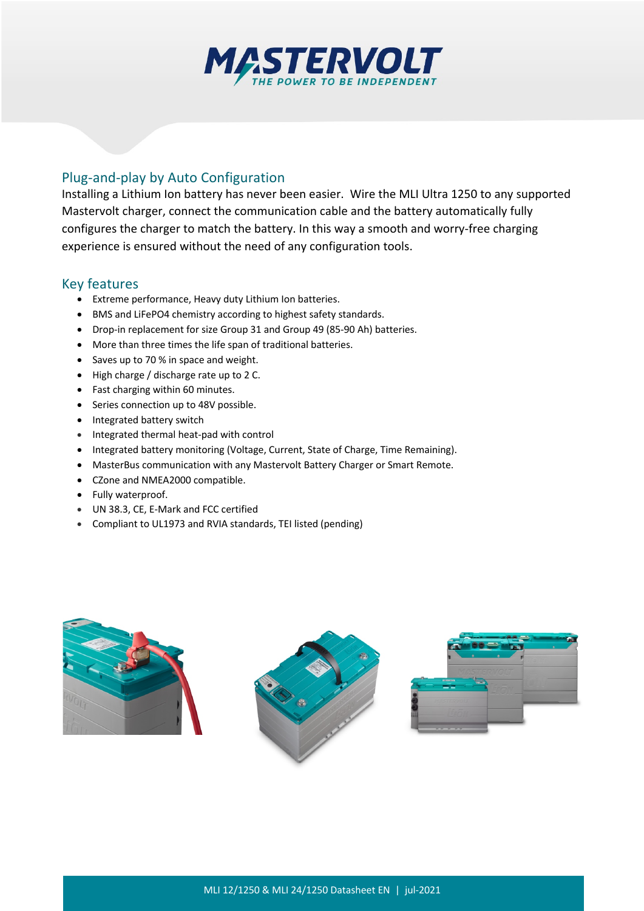## Plug-and-play by Auto Configuration

Installing a Lithium Ion battery has never been easier. Wire the MLI Ultra 1250 to any supported Mastervolt charger, connect the communication cable and the battery automatically fully configures the charger to match the battery. In this way a smooth and worry-free charging experience is ensured without the need of any configuration tools.

## Key features

- Extreme performance, Heavy duty Lithium Ion batteries.
- BMS and LiFePO4 chemistry according to highest safety standards.
- Drop-in replacement for size Group 31 and Group 49 (85-90 Ah) batteries.
- More than three times the life span of traditional batteries.
- Saves up to 70 % in space and weight.
- High charge / discharge rate up to 2 C.
- Fast charging within 60 minutes.
- Series connection up to 48V possible.
- Integrated battery switch
- Integrated thermal heat-pad with control
- Integrated battery monitoring (Voltage, Current, State of Charge, Time Remaining).
- MasterBus communication with any Mastervolt Battery Charger or Smart Remote.
- CZone and NMEA2000 compatible.
- Fully waterproof.
- UN 38.3, CE, E-Mark and FCC certified
- Compliant to UL1973 and RVIA standards, TEI listed (pending)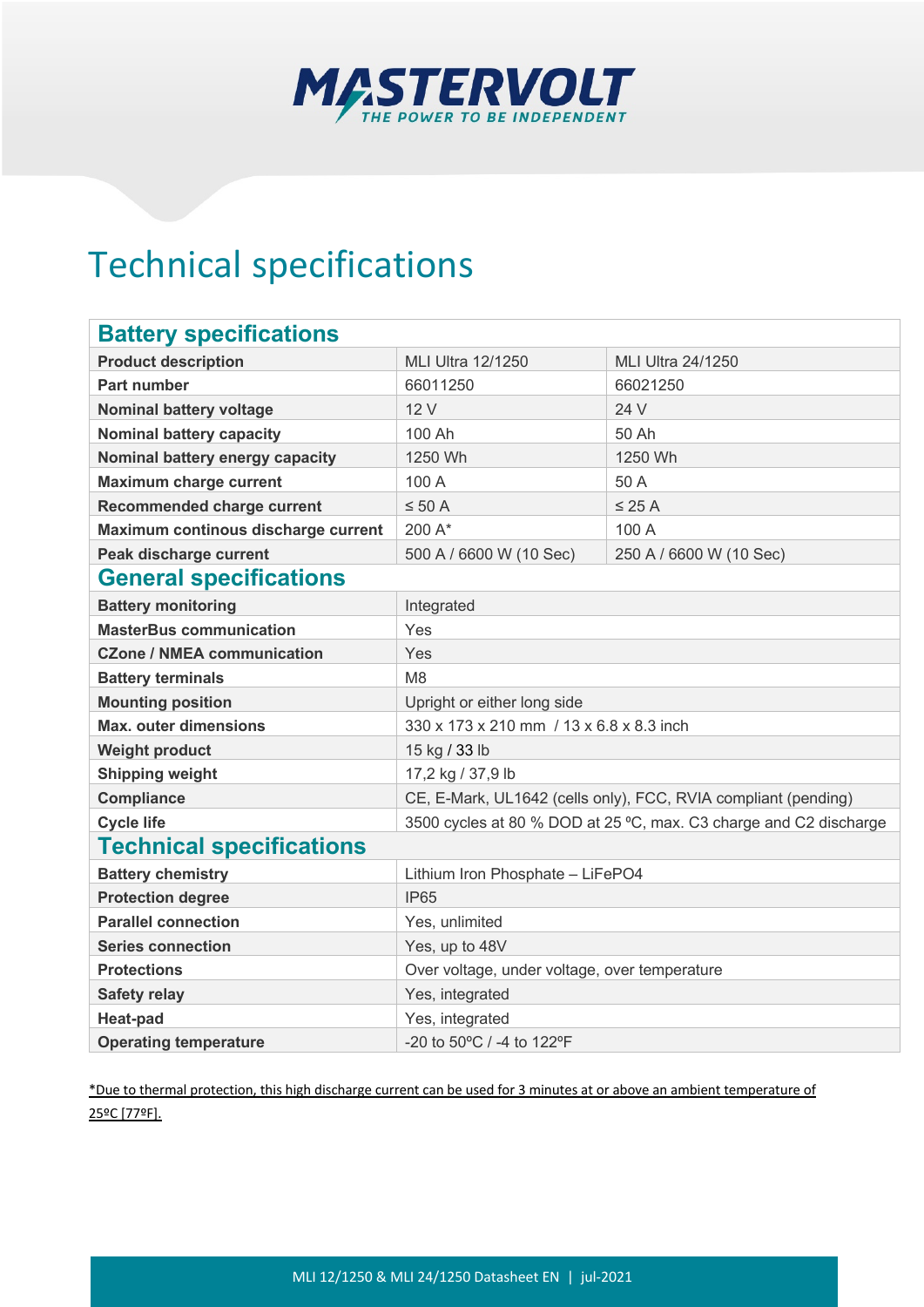# Technical specifications

| Battery specifications | | |
|---|---|---|
| **Product description** | MLI Ultra 12/1250 | MLI Ultra 24/1250 |
| **Part number** | 66011250 | 66021250 |
| **Nominal battery voltage** | 12 V | 24 V |
| **Nominal battery capacity** | 100 Ah | 50 Ah |
| **Nominal battery energy capacity** | 1250 Wh | 1250 Wh |
| **Maximum charge current** | 100 A | 50 A |
| **Recommended charge current** | ≤ 50 A | ≤ 25 A |
| **Maximum continous discharge current** | 200 A* | 100 A |
| **Peak discharge current** | 500 A / 6600 W (10 Sec) | 250 A / 6600 W (10 Sec) |
| **General specifications** | | |
| **Battery monitoring** | Integrated | |
| **MasterBus communication** | Yes | |
| **CZone / NMEA communication** | Yes | |
| **Battery terminals** | M8 | |
| **Mounting position** | Upright or either long side | |
| **Max. outer dimensions** | 330 x 173 x 210 mm / 13 x 6.8 x 8.3 inch | |
| **Weight product** | 15 kg / 33 lb | |
| **Shipping weight** | 17,2 kg / 37,9 lb | |
| **Compliance** | CE, E-Mark, UL1642 (cells only), FCC, RVIA compliant (pending) | |
| **Cycle life** | 3500 cycles at 80 % DOD at 25 ºC, max. C3 charge and C2 discharge | |
| **Technical specifications** | | |
| **Battery chemistry** | Lithium Iron Phosphate – $LiFePO_4$ | |
| **Protection degree** | IP65 | |
| **Parallel connection** | Yes, unlimited | |
| **Series connection** | Yes, up to 48V | |
| **Protections** | Over voltage, under voltage, over temperature | |
| **Safety relay** | Yes, integrated | |
| **Heat-pad** | Yes, integrated | |
| **Operating temperature** | -20 to 50ºC / -4 to 122ºF | |

*Due to thermal protection, this high discharge current can be used for 3 minutes at or above an ambient temperature of 25ºC [77ºF].